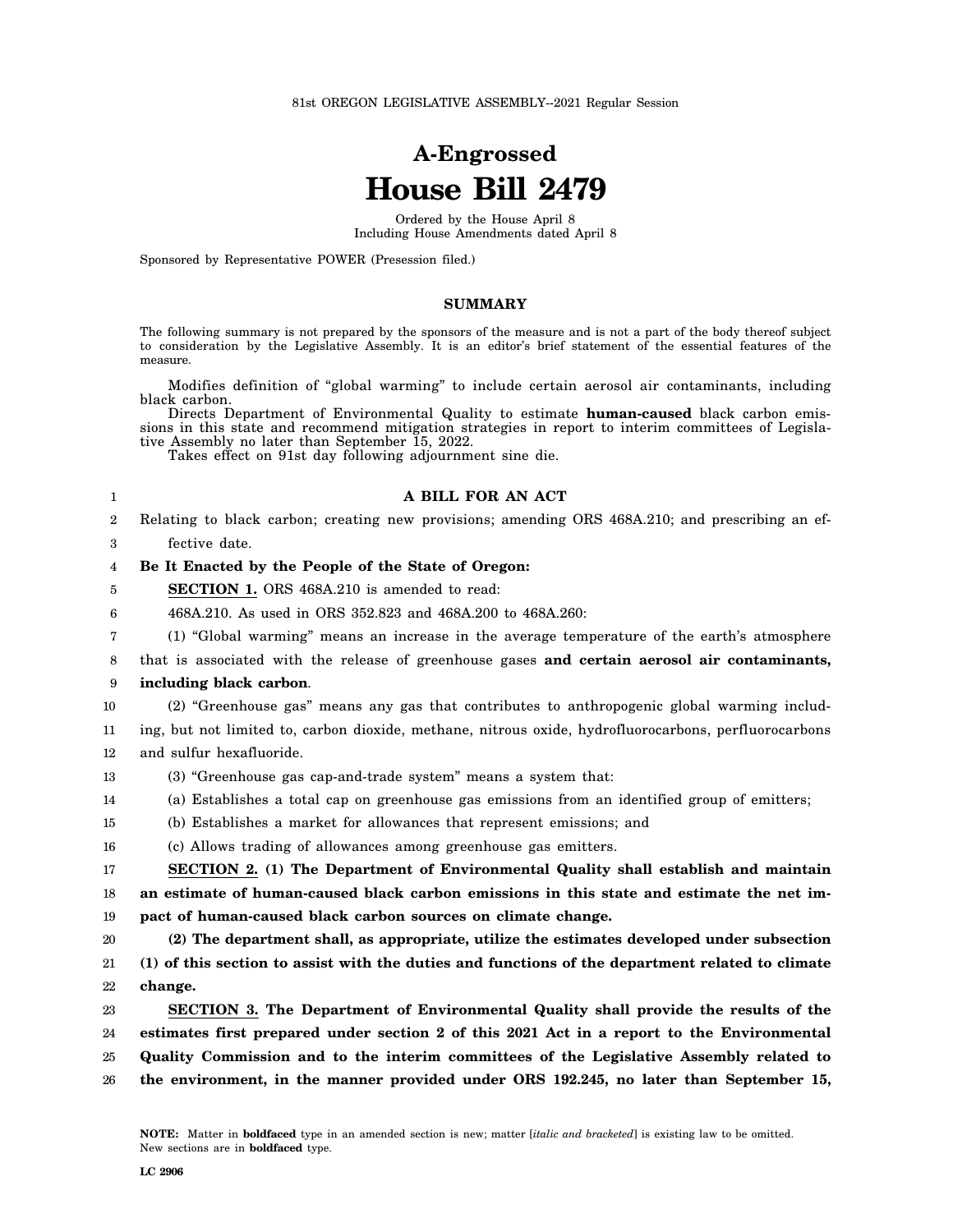81st OREGON LEGISLATIVE ASSEMBLY--2021 Regular Session

# A-Engrossed
# House Bill 2479

Ordered by the House April 8
Including House Amendments dated April 8

Sponsored by Representative POWER (Presession filed.)

## SUMMARY

The following summary is not prepared by the sponsors of the measure and is not a part of the body thereof subject to consideration by the Legislative Assembly. It is an editor's brief statement of the essential features of the measure.

Modifies definition of "global warming" to include certain aerosol air contaminants, including black carbon.

Directs Department of Environmental Quality to estimate **human-caused** black carbon emissions in this state and recommend mitigation strategies in report to interim committees of Legislative Assembly no later than September 15, 2022.

Takes effect on 91st day following adjournment sine die.

**A BILL FOR AN ACT**

Relating to black carbon; creating new provisions; amending ORS 468A.210; and prescribing an effective date.

**Be It Enacted by the People of the State of Oregon:**

**SECTION 1.** ORS 468A.210 is amended to read:

468A.210. As used in ORS 352.823 and 468A.200 to 468A.260:

(1) "Global warming" means an increase in the average temperature of the earth's atmosphere that is associated with the release of greenhouse gases **and certain aerosol air contaminants, including black carbon**.

(2) "Greenhouse gas" means any gas that contributes to anthropogenic global warming including, but not limited to, carbon dioxide, methane, nitrous oxide, hydrofluorocarbons, perfluorocarbons and sulfur hexafluoride.

(3) "Greenhouse gas cap-and-trade system" means a system that:

(a) Establishes a total cap on greenhouse gas emissions from an identified group of emitters;

(b) Establishes a market for allowances that represent emissions; and

(c) Allows trading of allowances among greenhouse gas emitters.

**SECTION 2. (1) The Department of Environmental Quality shall establish and maintain an estimate of human-caused black carbon emissions in this state and estimate the net impact of human-caused black carbon sources on climate change.**

**(2) The department shall, as appropriate, utilize the estimates developed under subsection (1) of this section to assist with the duties and functions of the department related to climate change.**

**SECTION 3. The Department of Environmental Quality shall provide the results of the estimates first prepared under section 2 of this 2021 Act in a report to the Environmental Quality Commission and to the interim committees of the Legislative Assembly related to the environment, in the manner provided under ORS 192.245, no later than September 15,**

**NOTE:** Matter in **boldfaced** type in an amended section is new; matter [*italic and bracketed*] is existing law to be omitted. New sections are in **boldfaced** type.

LC 2906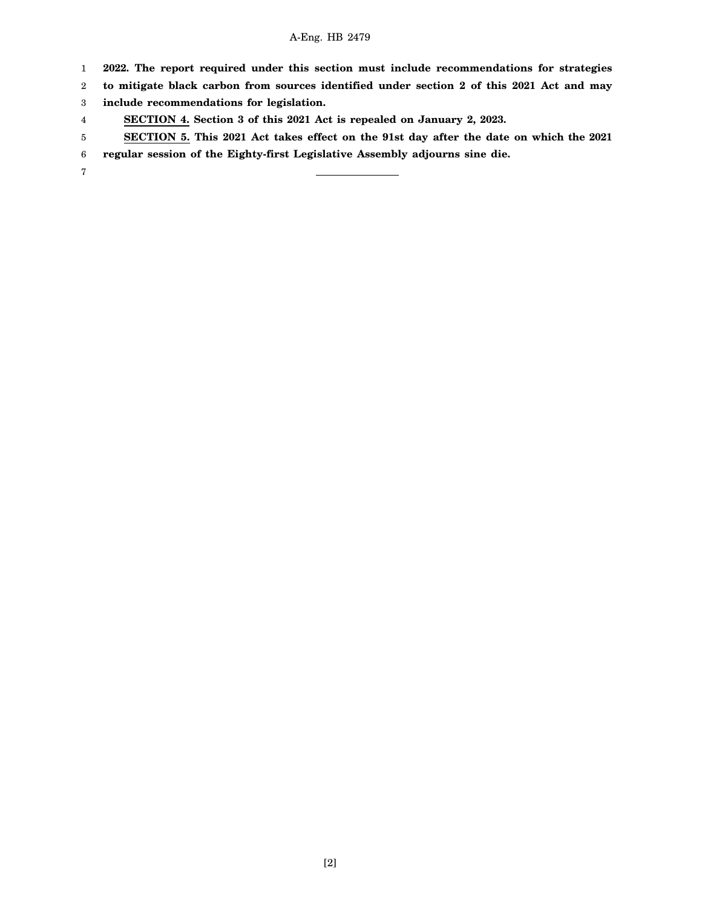**2022. The report required under this section must include recommendations for strategies to mitigate black carbon from sources identified under section 2 of this 2021 Act and may include recommendations for legislation.**

**SECTION 4. Section 3 of this 2021 Act is repealed on January 2, 2023.**

**SECTION 5. This 2021 Act takes effect on the 91st day after the date on which the 2021 regular session of the Eighty-first Legislative Assembly adjourns sine die.**